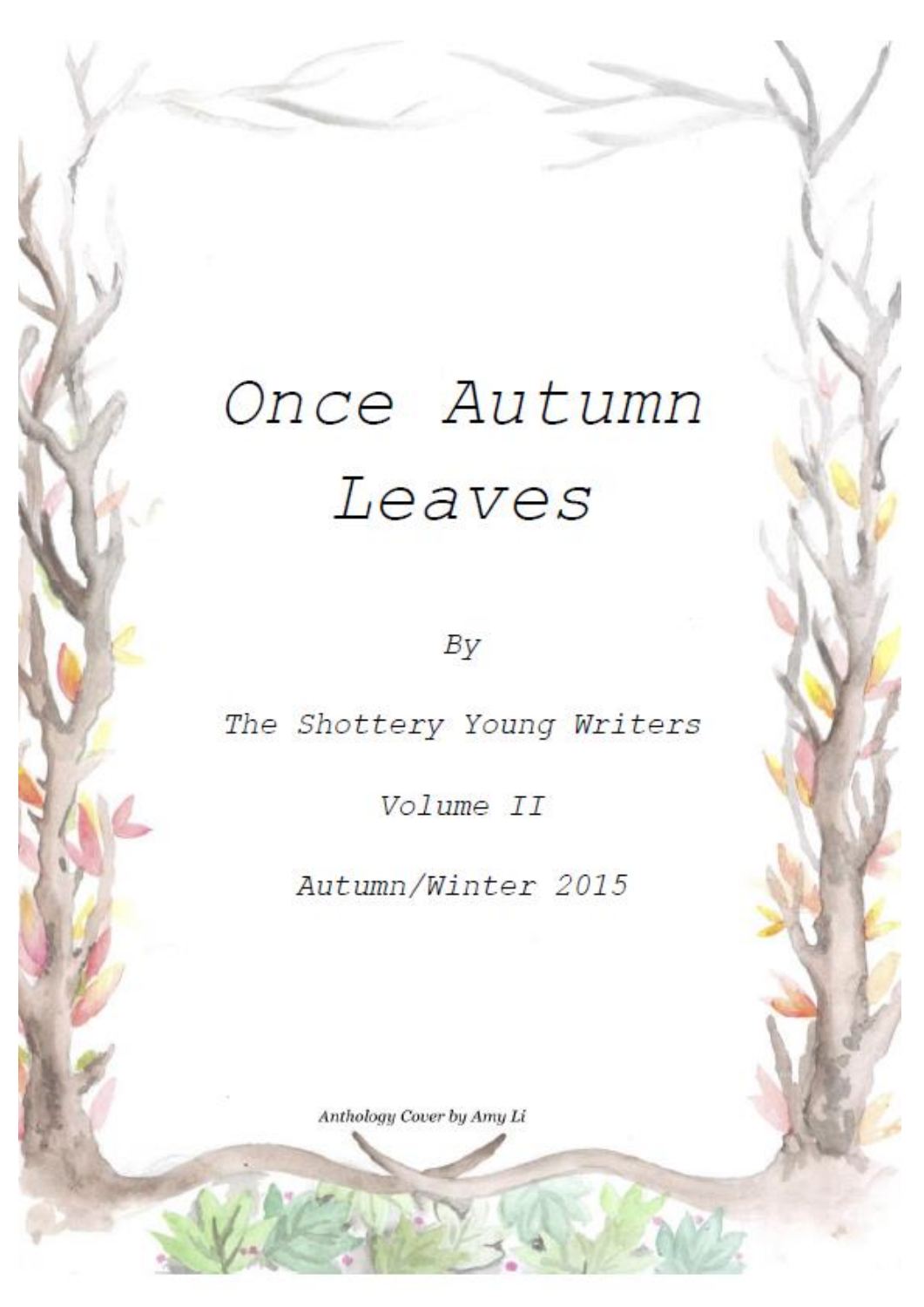# Once Autumn Leaves

By

The Shottery Young Writers

Volume II

Autumn/Winter 2015

*Anthology Cover by Amy Li*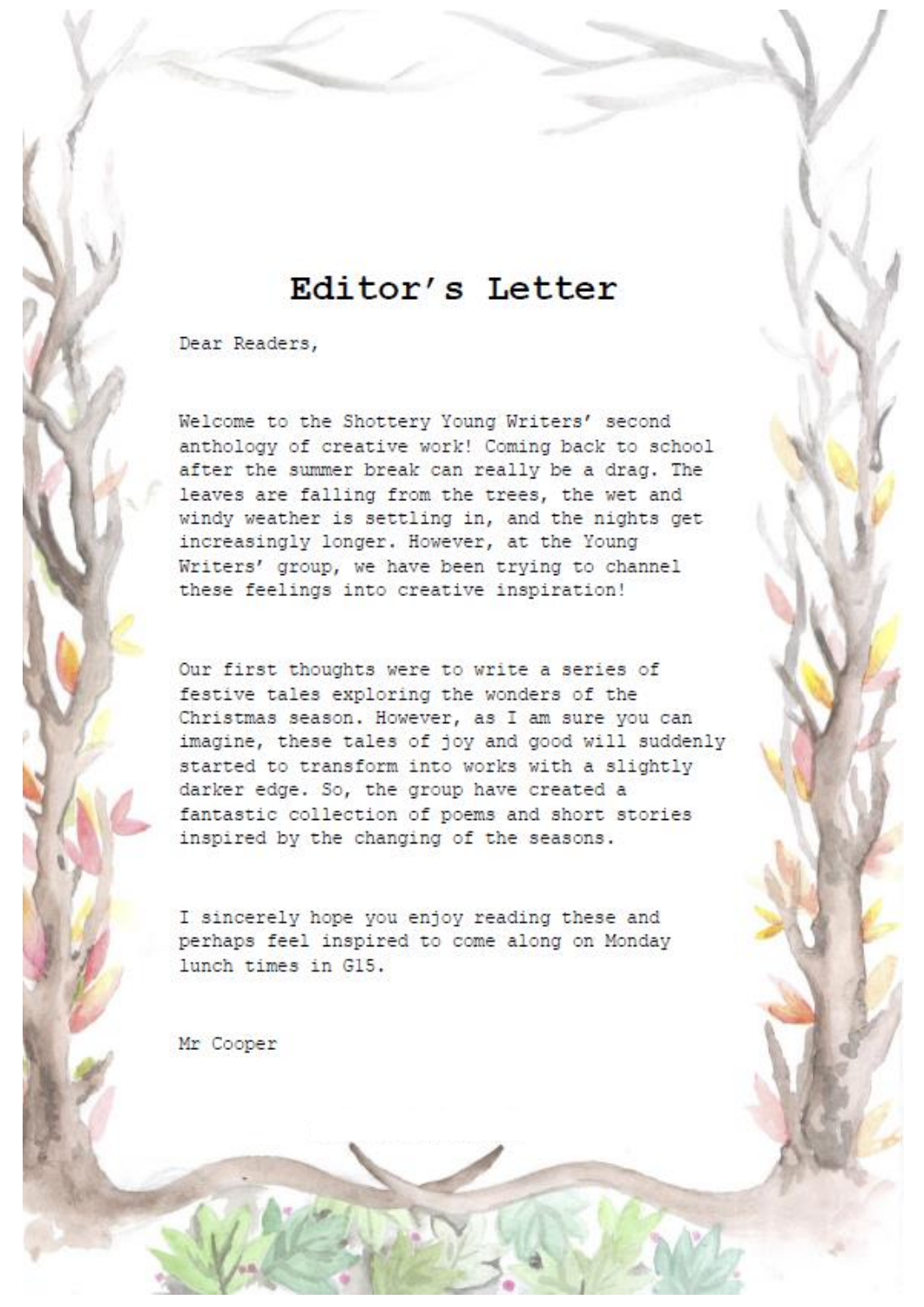# Editor's Letter

Dear Readers,

Welcome to the Shottery Young Writers' second anthology of creative work! Coming back to school after the summer break can really be a drag. The leaves are falling from the trees, the wet and windy weather is settling in, and the nights get increasingly longer. However, at the Young Writers' group, we have been trying to channel these feelings into creative inspiration!

Our first thoughts were to write a series of festive tales exploring the wonders of the Christmas season. However, as I am sure you can imagine, these tales of joy and good will suddenly started to transform into works with a slightly darker edge. So, the group have created a fantastic collection of poems and short stories inspired by the changing of the seasons.

I sincerely hope you enjoy reading these and perhaps feel inspired to come along on Monday lunch times in G15.

Mr Cooper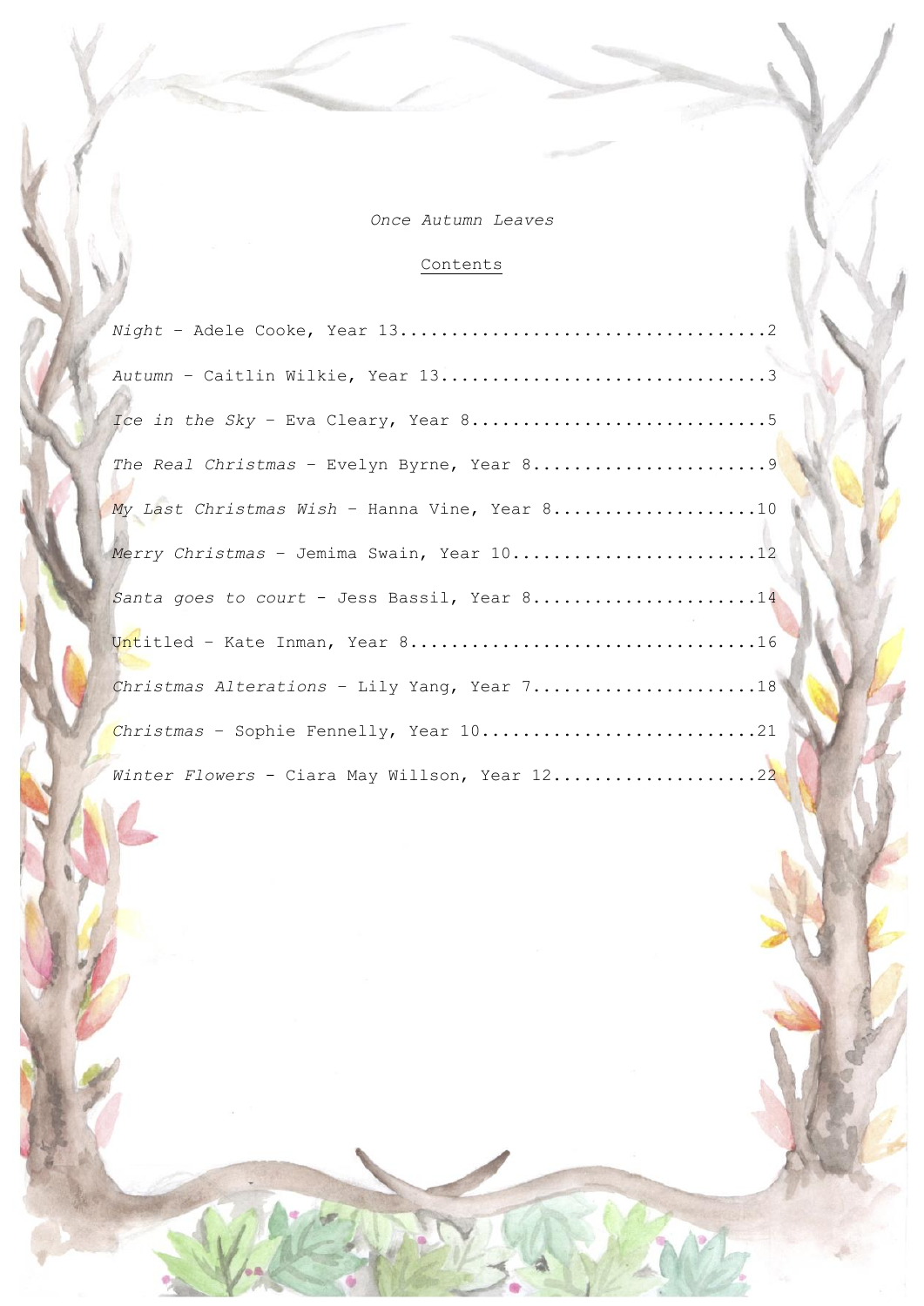*Once Autumn Leaves*

## Contents

*Night* – Adele Cooke, Year 13....................................2

*Autumn* – Caitlin Wilkie, Year 13................................3

*Ice in the Sky* – Eva Cleary, Year 8.............................5

*The Real Christmas* – Evelyn Byrne, Year 8.......................9

*My Last Christmas Wish* – Hanna Vine, Year 8....................10

*Merry Christmas* – Jemima Swain, Year 10........................12

*Santa goes to court* - Jess Bassil, Year 8......................14

Untitled – Kate Inman, Year 8....................................16

*Christmas Alterations* – Lily Yang, Year 7......................18

*Christmas* – Sophie Fennelly, Year 10...........................21

*Winter Flowers* - Ciara May Willson, Year 12....................22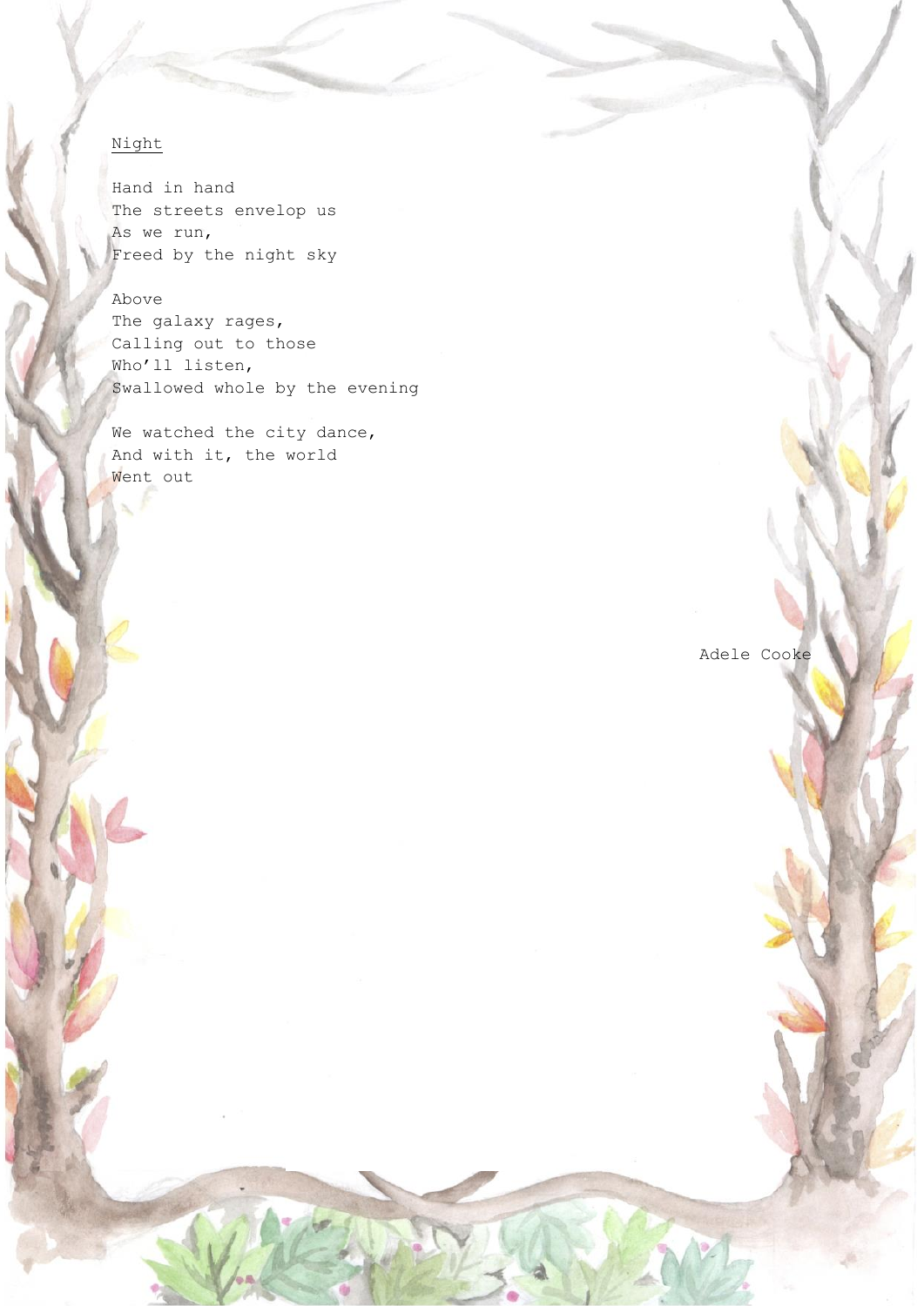# Night

Hand in hand  
The streets envelop us  
As we run,  
Freed by the night sky

Above  
The galaxy rages,  
Calling out to those  
Who'll listen,  
Swallowed whole by the evening

We watched the city dance,  
And with it, the world  
Went out

Adele Cooke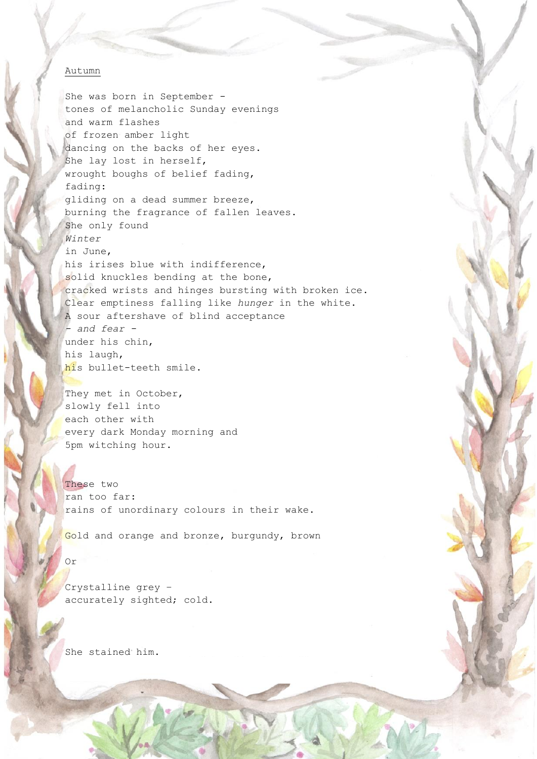Autumn

She was born in September -
tones of melancholic Sunday evenings
and warm flashes
of frozen amber light
dancing on the backs of her eyes.
She lay lost in herself,
wrought boughs of belief fading,
fading:
gliding on a dead summer breeze,
burning the fragrance of fallen leaves.
She only found
*Winter*
in June,
his irises blue with indifference,
solid knuckles bending at the bone,
cracked wrists and hinges bursting with broken ice.
Clear emptiness falling like *hunger* in the white.
A sour aftershave of blind acceptance
*- and fear -*
under his chin,
his laugh,
his bullet-teeth smile.

They met in October,
slowly fell into
each other with
every dark Monday morning and
5pm witching hour.

These two
ran too far:
rains of unordinary colours in their wake.

Gold and orange and bronze, burgundy, brown

Or

Crystalline grey -
accurately sighted; cold.

She stained him.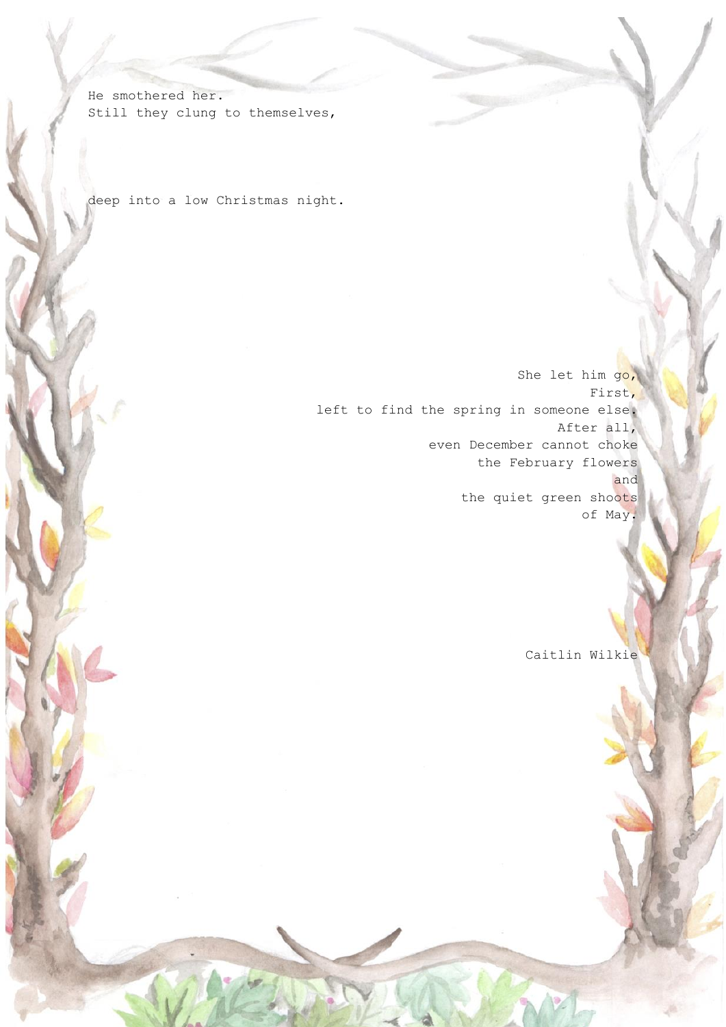He smothered her.  
Still they clung to themselves,

deep into a low Christmas night.

She let him go,  
First,  
left to find the spring in someone else.  
After all,  
even December cannot choke  
the February flowers  
and  
the quiet green shoots  
of May.

Caitlin Wilkie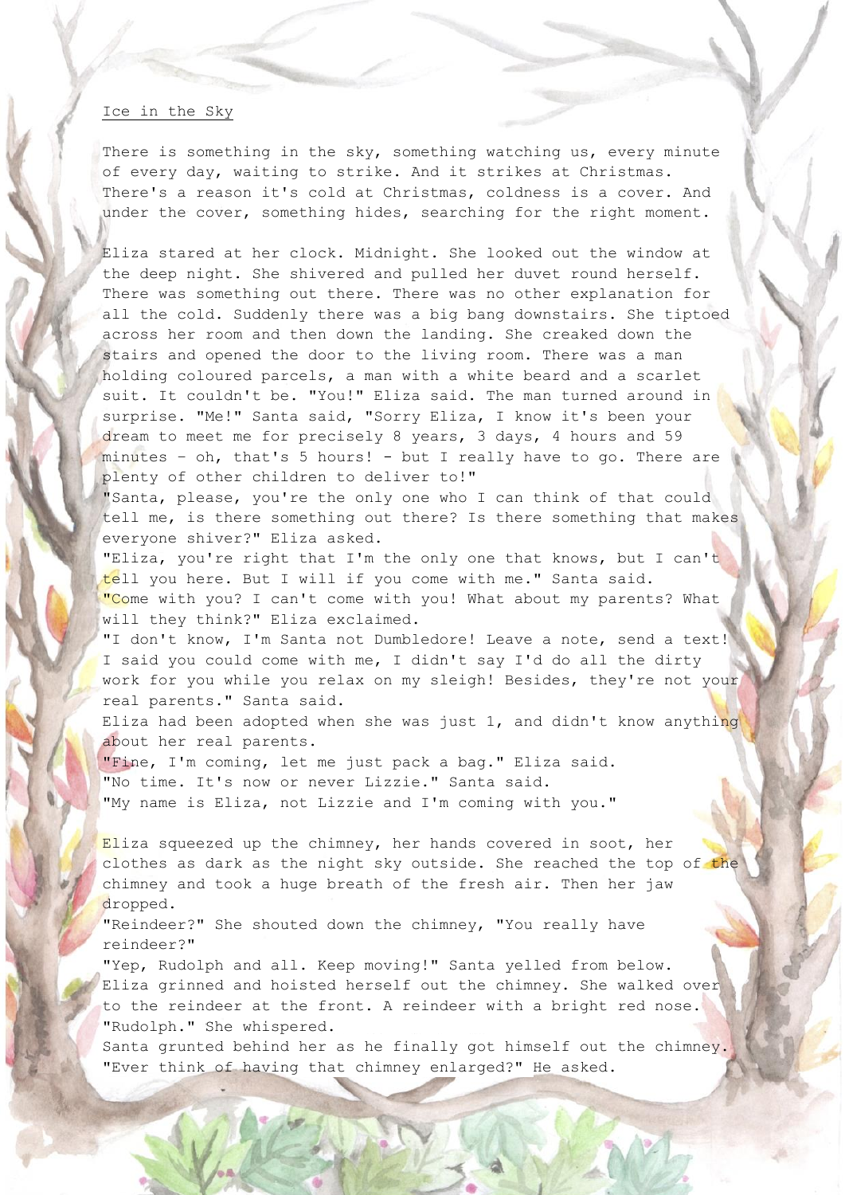## Ice in the Sky

There is something in the sky, something watching us, every minute of every day, waiting to strike. And it strikes at Christmas. There's a reason it's cold at Christmas, coldness is a cover. And under the cover, something hides, searching for the right moment.

Eliza stared at her clock. Midnight. She looked out the window at the deep night. She shivered and pulled her duvet round herself. There was something out there. There was no other explanation for all the cold. Suddenly there was a big bang downstairs. She tiptoed across her room and then down the landing. She creaked down the stairs and opened the door to the living room. There was a man holding coloured parcels, a man with a white beard and a scarlet suit. It couldn't be. "You!" Eliza said. The man turned around in surprise. "Me!" Santa said, "Sorry Eliza, I know it's been your dream to meet me for precisely 8 years, 3 days, 4 hours and 59 minutes - oh, that's 5 hours! - but I really have to go. There are plenty of other children to deliver to!"

"Santa, please, you're the only one who I can think of that could tell me, is there something out there? Is there something that makes everyone shiver?" Eliza asked.

"Eliza, you're right that I'm the only one that knows, but I can't tell you here. But I will if you come with me." Santa said.

"Come with you? I can't come with you! What about my parents? What will they think?" Eliza exclaimed.

"I don't know, I'm Santa not Dumbledore! Leave a note, send a text! I said you could come with me, I didn't say I'd do all the dirty work for you while you relax on my sleigh! Besides, they're not your real parents." Santa said.

Eliza had been adopted when she was just 1, and didn't know anything about her real parents.

"Fine, I'm coming, let me just pack a bag." Eliza said.

"No time. It's now or never Lizzie." Santa said.

"My name is Eliza, not Lizzie and I'm coming with you."

Eliza squeezed up the chimney, her hands covered in soot, her clothes as dark as the night sky outside. She reached the top of the chimney and took a huge breath of the fresh air. Then her jaw dropped.

"Reindeer?" She shouted down the chimney, "You really have reindeer?"

"Yep, Rudolph and all. Keep moving!" Santa yelled from below.

Eliza grinned and hoisted herself out the chimney. She walked over to the reindeer at the front. A reindeer with a bright red nose.

"Rudolph." She whispered.

Santa grunted behind her as he finally got himself out the chimney.

"Ever think of having that chimney enlarged?" He asked.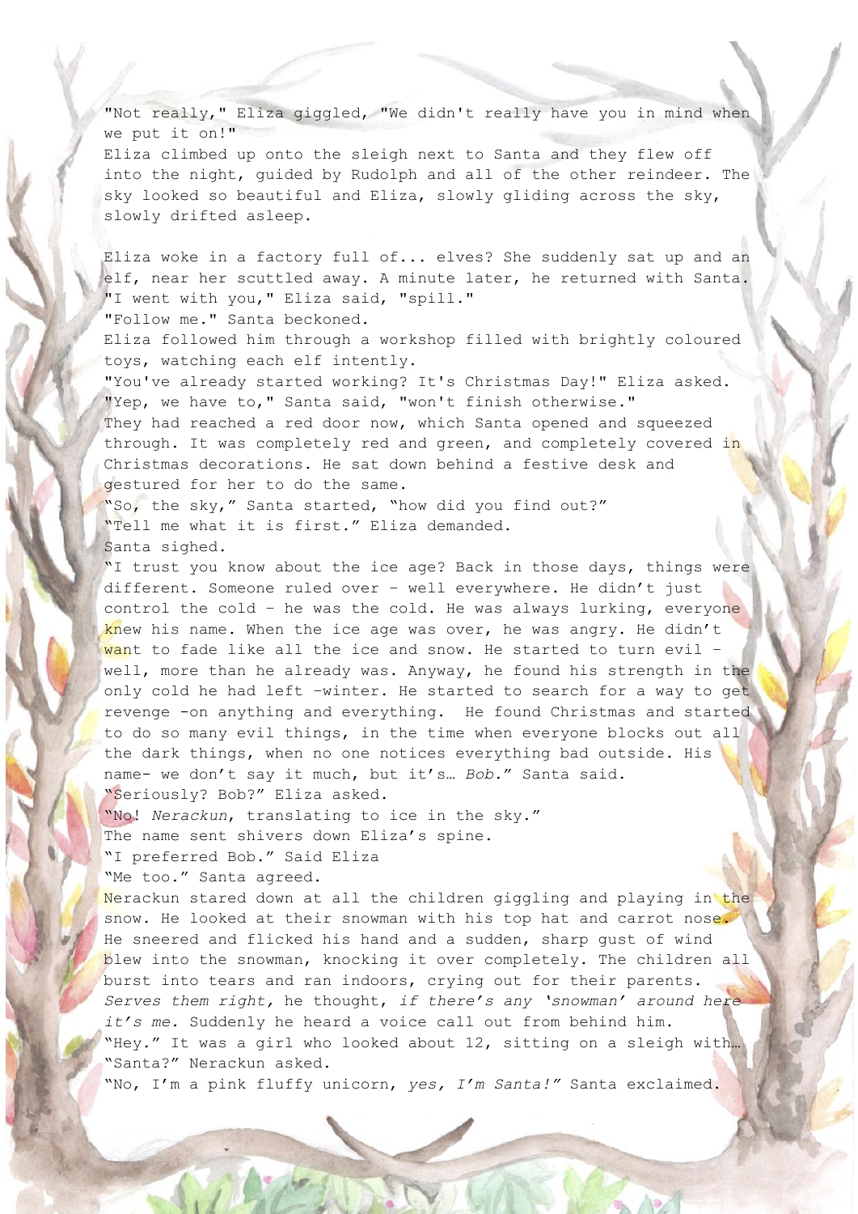"Not really," Eliza giggled, "We didn't really have you in mind when we put it on!"
Eliza climbed up onto the sleigh next to Santa and they flew off into the night, guided by Rudolph and all of the other reindeer. The sky looked so beautiful and Eliza, slowly gliding across the sky, slowly drifted asleep.

Eliza woke in a factory full of... elves? She suddenly sat up and an elf, near her scuttled away. A minute later, he returned with Santa.
"I went with you," Eliza said, "spill."
"Follow me." Santa beckoned.
Eliza followed him through a workshop filled with brightly coloured toys, watching each elf intently.
"You've already started working? It's Christmas Day!" Eliza asked.
"Yep, we have to," Santa said, "won't finish otherwise."
They had reached a red door now, which Santa opened and squeezed through. It was completely red and green, and completely covered in Christmas decorations. He sat down behind a festive desk and gestured for her to do the same.
"So, the sky," Santa started, "how did you find out?"
"Tell me what it is first." Eliza demanded.
Santa sighed.
"I trust you know about the ice age? Back in those days, things were different. Someone ruled over - well everywhere. He didn't just control the cold - he was the cold. He was always lurking, everyone knew his name. When the ice age was over, he was angry. He didn't want to fade like all the ice and snow. He started to turn evil - well, more than he already was. Anyway, he found his strength in the only cold he had left -winter. He started to search for a way to get revenge -on anything and everything.  He found Christmas and started to do so many evil things, in the time when everyone blocks out all the dark things, when no one notices everything bad outside. His name- we don't say it much, but it's… *Bob.*" Santa said.
"Seriously? Bob?" Eliza asked.
"No! *Nerackun*, translating to ice in the sky."
The name sent shivers down Eliza's spine.
"I preferred Bob." Said Eliza
"Me too." Santa agreed.
Nerackun stared down at all the children giggling and playing in the snow. He looked at their snowman with his top hat and carrot nose. He sneered and flicked his hand and a sudden, sharp gust of wind blew into the snowman, knocking it over completely. The children all burst into tears and ran indoors, crying out for their parents. *Serves them right,* he thought, *if there's any 'snowman' around here it's me.* Suddenly he heard a voice call out from behind him.
"Hey." It was a girl who looked about 12, sitting on a sleigh with…
"Santa?" Neracklun asked.
"No, I'm a pink fluffy unicorn, *yes, I'm Santa!"* Santa exclaimed.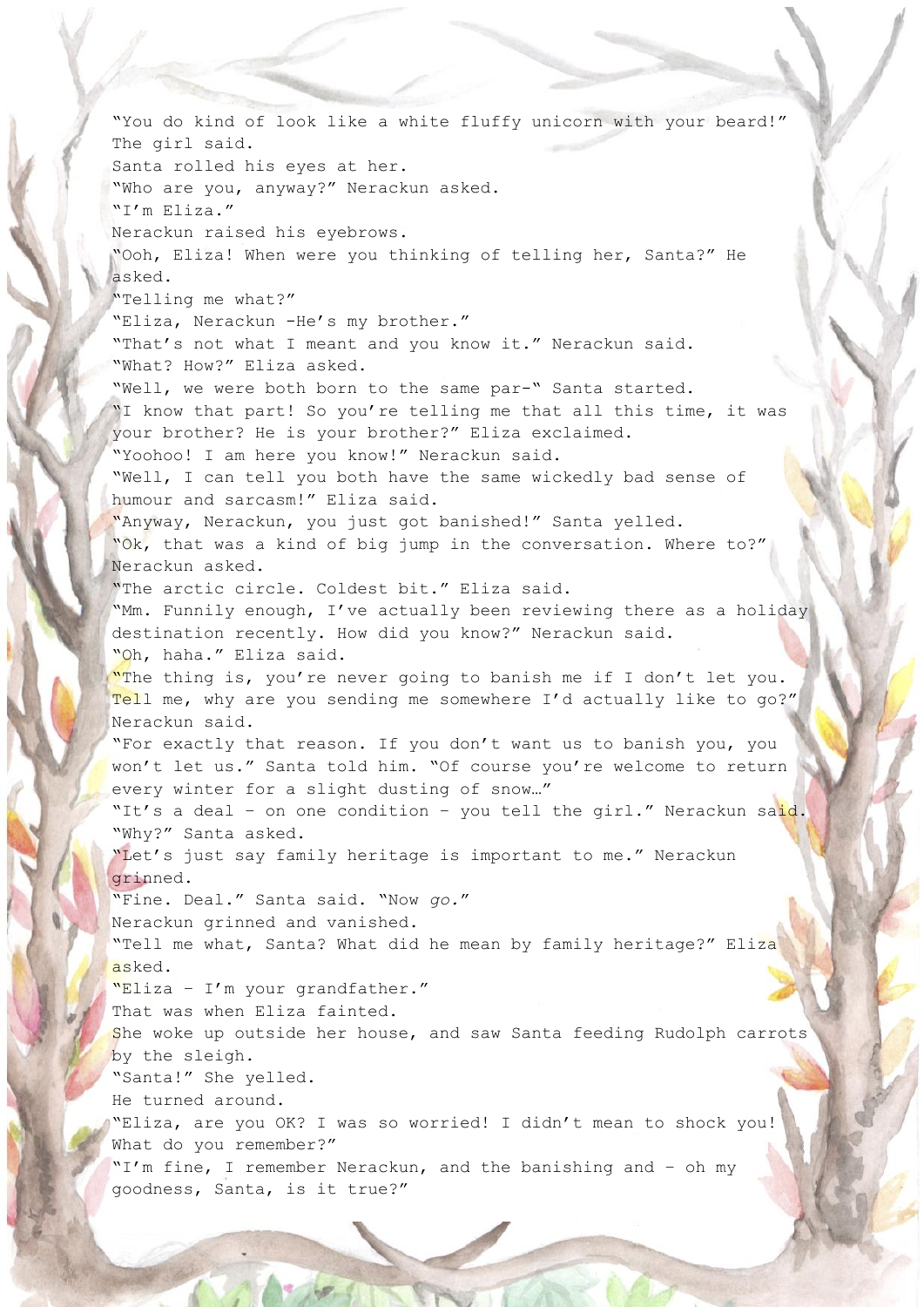"You do kind of look like a white fluffy unicorn with your beard!" The girl said.

Santa rolled his eyes at her.

"Who are you, anyway?" Neracku﻿n asked.

"I'm Eliza."

Neracku﻿n raised his eyebrows.

"Ooh, Eliza! When were you thinking of telling her, Santa?" He asked.

"Telling me what?"

"Eliza, Neracku﻿n -He's my brother."

"That's not what I meant and you know it." Neracku﻿n said.

"What? How?" Eliza asked.

"Well, we were both born to the same par-" Santa started.

"I know that part! So you're telling me that all this time, it was your brother? He is your brother?" Eliza exclaimed.

"Yoohoo! I am here you know!" Neracku﻿n said.

"Well, I can tell you both have the same wickedly bad sense of humour and sarcasm!" Eliza said.

"Anyway, Neracku﻿n, you just got banished!" Santa yelled.

"Ok, that was a kind of big jump in the conversation. Where to?" Neracku﻿n asked.

"The arctic circle. Coldest bit." Eliza said.

"Mm. Funnily enough, I've actually been reviewing there as a holiday destination recently. How did you know?" Neracku﻿n said.

"Oh, haha." Eliza said.

"The thing is, you're never going to banish me if I don't let you. Tell me, why are you sending me somewhere I'd actually like to go?" Neracku﻿n said.

"For exactly that reason. If you don't want us to banish you, you won't let us." Santa told him. "Of course you're welcome to return every winter for a slight dusting of snow…"

"It's a deal – on one condition – you tell the girl." Neracku﻿n said.

"Why?" Santa asked.

"Let's just say family heritage is important to me." Neracku﻿n grinned.

"Fine. Deal." Santa said. "Now *go*."

Neracku﻿n grinned and vanished.

"Tell me what, Santa? What did he mean by family heritage?" Eliza asked.

"Eliza – I'm your grandfather."

That was when Eliza fainted.

She woke up outside her house, and saw Santa feeding Rudolph carrots by the sleigh.

"Santa!" She yelled.

He turned around.

"Eliza, are you OK? I was so worried! I didn't mean to shock you! What do you remember?"

"I'm fine, I remember Neracku﻿n, and the banishing and – oh my goodness, Santa, is it true?"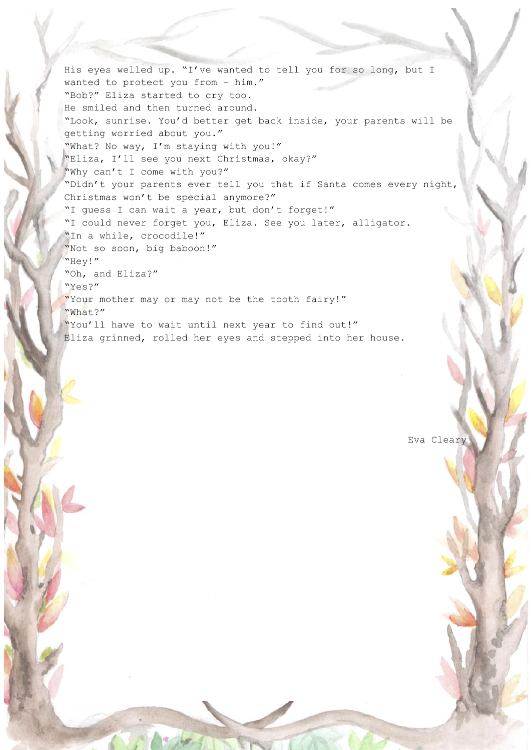His eyes welled up. “I’ve wanted to tell you for so long, but I wanted to protect you from – him.”

“Bob?” Eliza started to cry too.

He smiled and then turned around.

“Look, sunrise. You’d better get back inside, your parents will be getting worried about you.”

“What? No way, I’m staying with you!”

“Eliza, I’ll see you next Christmas, okay?”

“Why can’t I come with you?”

“Didn’t your parents ever tell you that if Santa comes every night, Christmas won’t be special anymore?”

“I guess I can wait a year, but don’t forget!”

“I could never forget you, Eliza. See you later, alligator.

“In a while, crocodile!”

“Not so soon, big baboon!”

“Hey!”

“Oh, and Eliza?”

“Yes?”

“Your mother may or may not be the tooth fairy!”

“What?”

“You’ll have to wait until next year to find out!”

Eliza grinned, rolled her eyes and stepped into her house.

Eva Cleary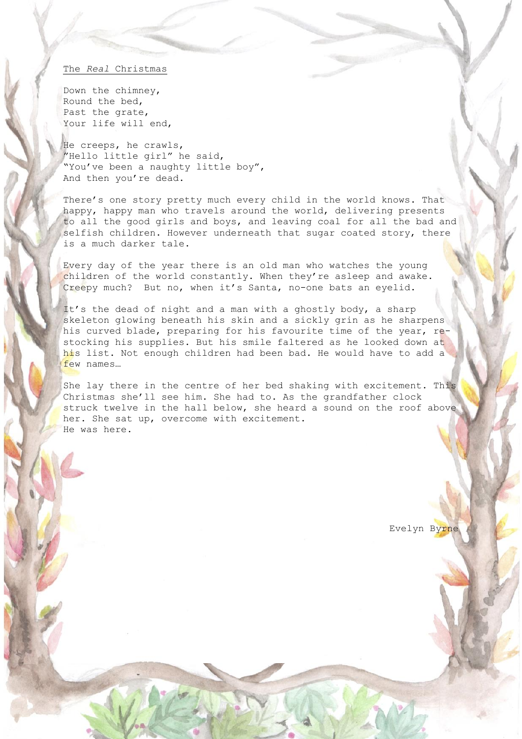## The *Real* Christmas

Down the chimney,
Round the bed,
Past the grate,
Your life will end,

He creeps, he crawls,
"Hello little girl" he said,
"You've been a naughty little boy",
And then you're dead.

There's one story pretty much every child in the world knows. That happy, happy man who travels around the world, delivering presents to all the good girls and boys, and leaving coal for all the bad and selfish children. However underneath that sugar coated story, there is a much darker tale.

Every day of the year there is an old man who watches the young children of the world constantly. When they're asleep and awake. Creepy much? But no, when it's Santa, no-one bats an eyelid.

It's the dead of night and a man with a ghostly body, a sharp skeleton glowing beneath his skin and a sickly grin as he sharpens his curved blade, preparing for his favourite time of the year, re-stocking his supplies. But his smile faltered as he looked down at his list. Not enough children had been bad. He would have to add a few names…

She lay there in the centre of her bed shaking with excitement. This Christmas she'll see him. She had to. As the grandfather clock struck twelve in the hall below, she heard a sound on the roof above her. She sat up, overcome with excitement.
He was here.

Evelyn Byrne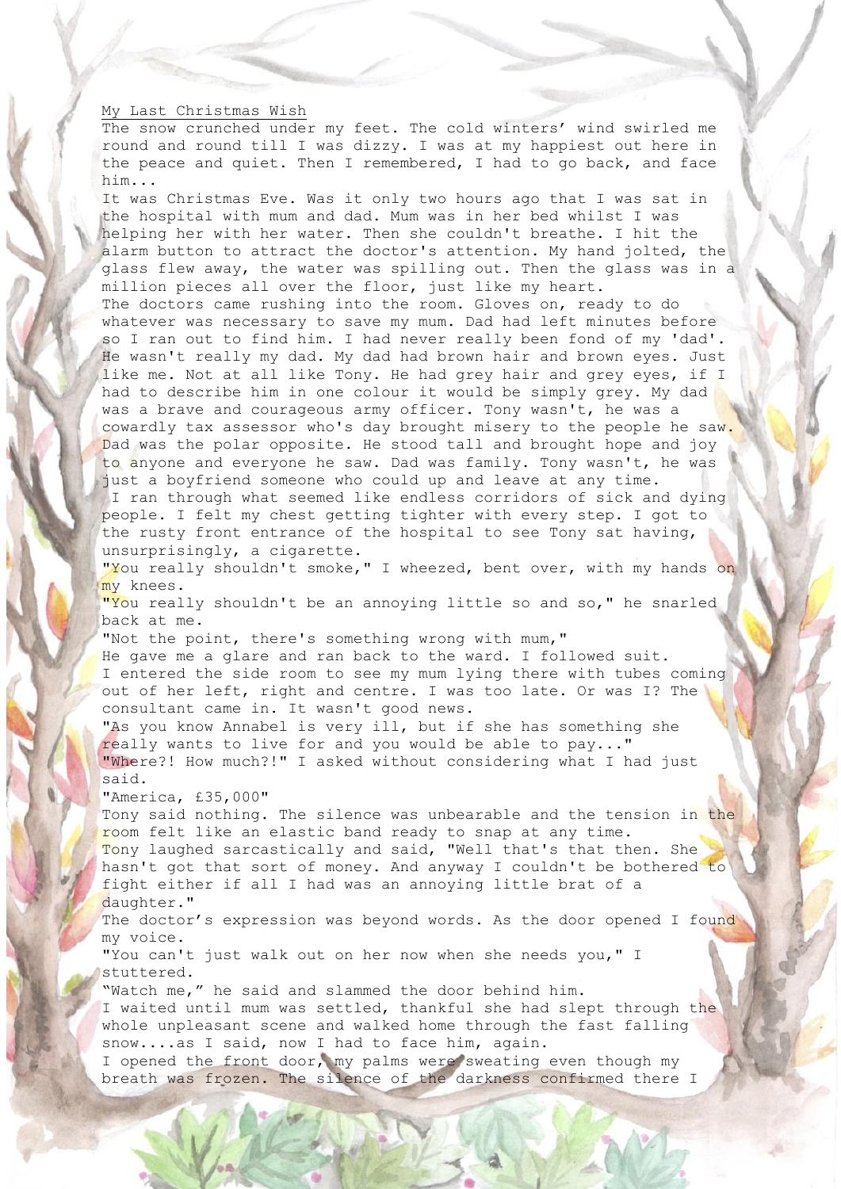My Last Christmas Wish

The snow crunched under my feet. The cold winters' wind swirled me round and round till I was dizzy. I was at my happiest out here in the peace and quiet. Then I remembered, I had to go back, and face him...

It was Christmas Eve. Was it only two hours ago that I was sat in the hospital with mum and dad. Mum was in her bed whilst I was helping her with her water. Then she couldn't breathe. I hit the alarm button to attract the doctor's attention. My hand jolted, the glass flew away, the water was spilling out. Then the glass was in a million pieces all over the floor, just like my heart.

The doctors came rushing into the room. Gloves on, ready to do whatever was necessary to save my mum. Dad had left minutes before so I ran out to find him. I had never really been fond of my 'dad'. He wasn't really my dad. My dad had brown hair and brown eyes. Just like me. Not at all like Tony. He had grey hair and grey eyes, if I had to describe him in one colour it would be simply grey. My dad was a brave and courageous army officer. Tony wasn't, he was a cowardly tax assessor who's day brought misery to the people he saw. Dad was the polar opposite. He stood tall and brought hope and joy to anyone and everyone he saw. Dad was family. Tony wasn't, he was just a boyfriend someone who could up and leave at any time.

I ran through what seemed like endless corridors of sick and dying people. I felt my chest getting tighter with every step. I got to the rusty front entrance of the hospital to see Tony sat having, unsurprisingly, a cigarette.

"You really shouldn't smoke," I wheezed, bent over, with my hands on my knees.

"You really shouldn't be an annoying little so and so," he snarled back at me.

"Not the point, there's something wrong with mum,"

He gave me a glare and ran back to the ward. I followed suit.

I entered the side room to see my mum lying there with tubes coming out of her left, right and centre. I was too late. Or was I? The consultant came in. It wasn't good news.

"As you know Annabel is very ill, but if she has something she really wants to live for and you would be able to pay..."

"Where?! How much?!" I asked without considering what I had just said.

"America, £35,000"

Tony said nothing. The silence was unbearable and the tension in the room felt like an elastic band ready to snap at any time.

Tony laughed sarcastically and said, "Well that's that then. She hasn't got that sort of money. And anyway I couldn't be bothered to fight either if all I had was an annoying little brat of a daughter."

The doctor's expression was beyond words. As the door opened I found my voice.

"You can't just walk out on her now when she needs you," I stuttered.

"Watch me," he said and slammed the door behind him.

I waited until mum was settled, thankful she had slept through the whole unpleasant scene and walked home through the fast falling snow....as I said, now I had to face him, again.

I opened the front door, my palms were sweating even though my breath was frozen. The silence of the darkness confirmed there I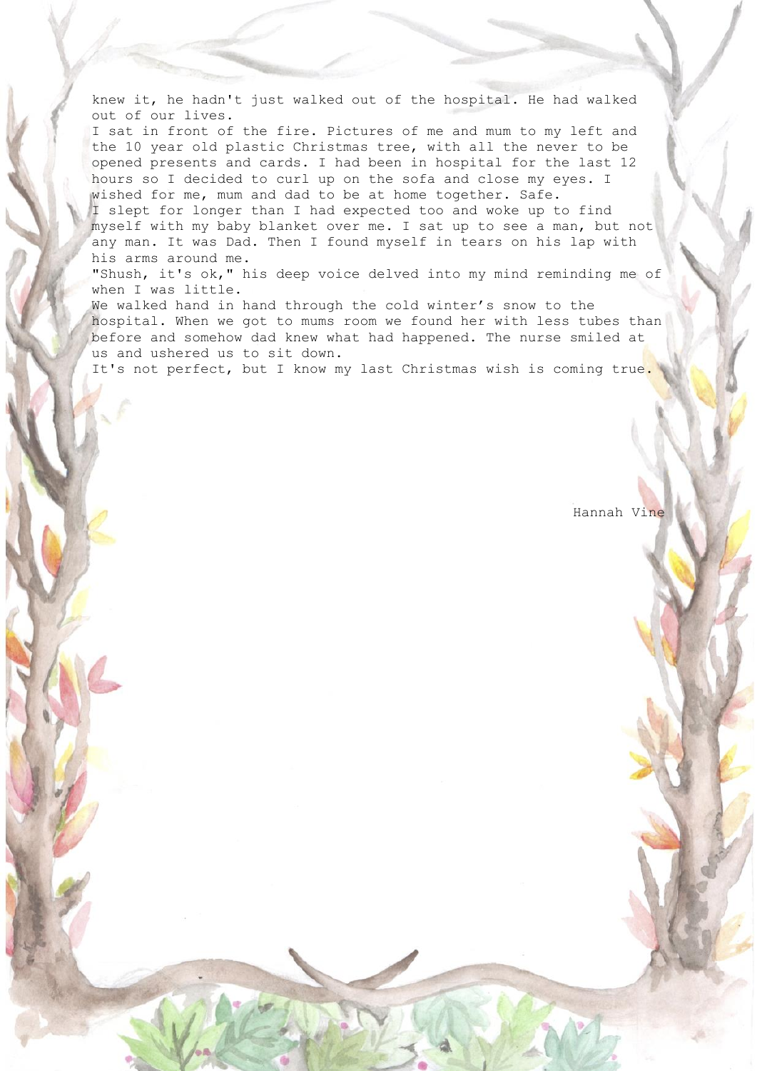knew it, he hadn't just walked out of the hospital. He had walked out of our lives.

I sat in front of the fire. Pictures of me and mum to my left and the 10 year old plastic Christmas tree, with all the never to be opened presents and cards. I had been in hospital for the last 12 hours so I decided to curl up on the sofa and close my eyes. I wished for me, mum and dad to be at home together. Safe.

I slept for longer than I had expected too and woke up to find myself with my baby blanket over me. I sat up to see a man, but not any man. It was Dad. Then I found myself in tears on his lap with his arms around me.

"Shush, it's ok," his deep voice delved into my mind reminding me of when I was little.

We walked hand in hand through the cold winter's snow to the hospital. When we got to mums room we found her with less tubes than before and somehow dad knew what had happened. The nurse smiled at us and ushered us to sit down.

It's not perfect, but I know my last Christmas wish is coming true.

Hannah Vine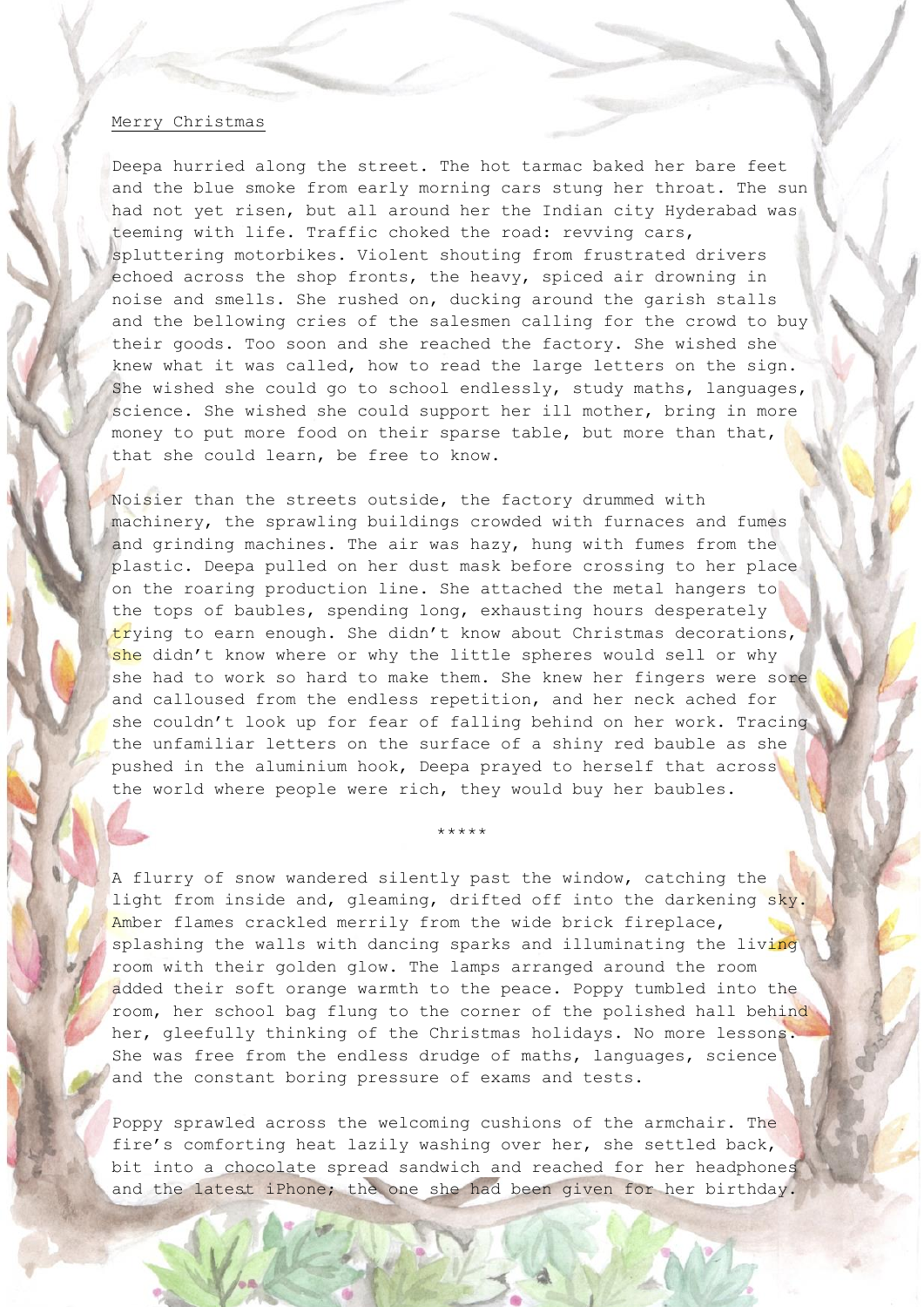Merry Christmas

Deepa hurried along the street. The hot tarmac baked her bare feet and the blue smoke from early morning cars stung her throat. The sun had not yet risen, but all around her the Indian city Hyderabad was teeming with life. Traffic choked the road: revving cars, spluttering motorbikes. Violent shouting from frustrated drivers echoed across the shop fronts, the heavy, spiced air drowning in noise and smells. She rushed on, ducking around the garish stalls and the bellowing cries of the salesmen calling for the crowd to buy their goods. Too soon and she reached the factory. She wished she knew what it was called, how to read the large letters on the sign. She wished she could go to school endlessly, study maths, languages, science. She wished she could support her ill mother, bring in more money to put more food on their sparse table, but more than that, that she could learn, be free to know.

Noisier than the streets outside, the factory drummed with machinery, the sprawling buildings crowded with furnaces and fumes and grinding machines. The air was hazy, hung with fumes from the plastic. Deepa pulled on her dust mask before crossing to her place on the roaring production line. She attached the metal hangers to the tops of baubles, spending long, exhausting hours desperately trying to earn enough. She didn't know about Christmas decorations, she didn't know where or why the little spheres would sell or why she had to work so hard to make them. She knew her fingers were sore and calloused from the endless repetition, and her neck ached for she couldn't look up for fear of falling behind on her work. Tracing the unfamiliar letters on the surface of a shiny red bauble as she pushed in the aluminium hook, Deepa prayed to herself that across the world where people were rich, they would buy her baubles.

*****

A flurry of snow wandered silently past the window, catching the light from inside and, gleaming, drifted off into the darkening sky. Amber flames crackled merrily from the wide brick fireplace, splashing the walls with dancing sparks and illuminating the living room with their golden glow. The lamps arranged around the room added their soft orange warmth to the peace. Poppy tumbled into the room, her school bag flung to the corner of the polished hall behind her, gleefully thinking of the Christmas holidays. No more lessons. She was free from the endless drudge of maths, languages, science and the constant boring pressure of exams and tests.

Poppy sprawled across the welcoming cushions of the armchair. The fire's comforting heat lazily washing over her, she settled back, bit into a chocolate spread sandwich and reached for her headphones and the latest iPhone; the one she had been given for her birthday.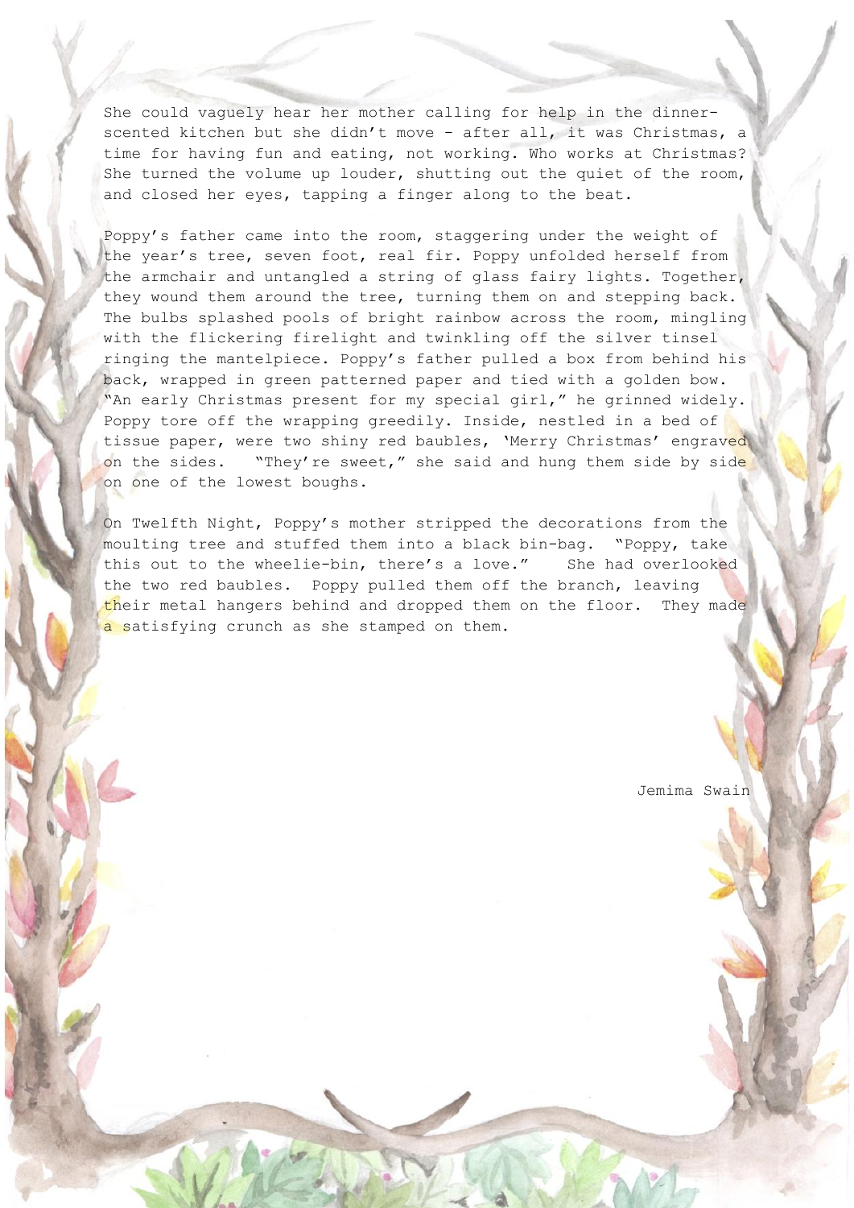She could vaguely hear her mother calling for help in the dinner-scented kitchen but she didn't move - after all, it was Christmas, a time for having fun and eating, not working. Who works at Christmas? She turned the volume up louder, shutting out the quiet of the room, and closed her eyes, tapping a finger along to the beat.

Poppy's father came into the room, staggering under the weight of the year's tree, seven foot, real fir. Poppy unfolded herself from the armchair and untangled a string of glass fairy lights. Together, they wound them around the tree, turning them on and stepping back. The bulbs splashed pools of bright rainbow across the room, mingling with the flickering firelight and twinkling off the silver tinsel ringing the mantelpiece. Poppy's father pulled a box from behind his back, wrapped in green patterned paper and tied with a golden bow. "An early Christmas present for my special girl," he grinned widely. Poppy tore off the wrapping greedily. Inside, nestled in a bed of tissue paper, were two shiny red baubles, 'Merry Christmas' engraved on the sides. "They're sweet," she said and hung them side by side on one of the lowest boughs.

On Twelfth Night, Poppy's mother stripped the decorations from the moulting tree and stuffed them into a black bin-bag. "Poppy, take this out to the wheelie-bin, there's a love." She had overlooked the two red baubles. Poppy pulled them off the branch, leaving their metal hangers behind and dropped them on the floor. They made a satisfying crunch as she stamped on them.

Jemima Swain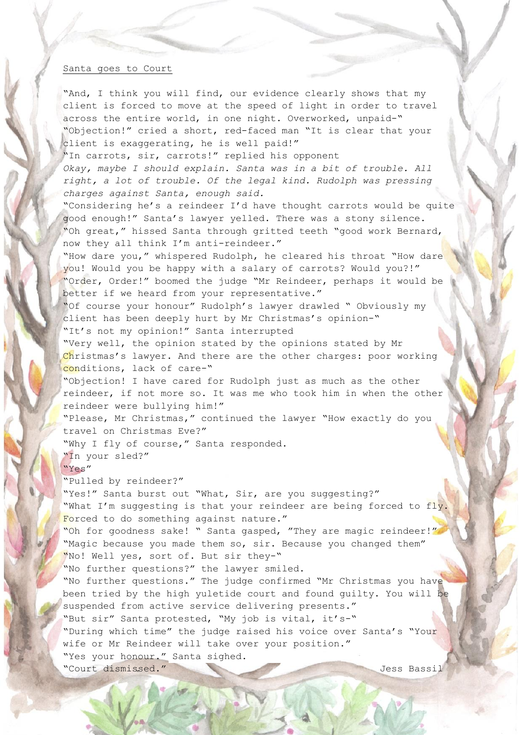Santa goes to Court

"And, I think you will find, our evidence clearly shows that my client is forced to move at the speed of light in order to travel across the entire world, in one night. Overworked, unpaid-"

"Objection!" cried a short, red-faced man "It is clear that your client is exaggerating, he is well paid!"

"In carrots, sir, carrots!" replied his opponent

*Okay, maybe I should explain. Santa was in a bit of trouble. All right, a lot of trouble. Of the legal kind. Rudolph was pressing charges against Santa, enough said.*

"Considering he's a reindeer I'd have thought carrots would be quite good enough!" Santa's lawyer yelled. There was a stony silence.

"Oh great," hissed Santa through gritted teeth "good work Bernard, now they all think I'm anti-reindeer."

"How dare you," whispered Rudolph, he cleared his throat "How dare you! Would you be happy with a salary of carrots? Would you?!"

"Order, Order!" boomed the judge "Mr Reindeer, perhaps it would be better if we heard from your representative."

"Of course your honour" Rudolph's lawyer drawled " Obviously my client has been deeply hurt by Mr Christmas's opinion-"

"It's not my opinion!" Santa interrupted

"Very well, the opinion stated by the opinions stated by Mr Christmas's lawyer. And there are the other charges: poor working conditions, lack of care-"

"Objection! I have cared for Rudolph just as much as the other reindeer, if not more so. It was me who took him in when the other reindeer were bullying him!"

"Please, Mr Christmas," continued the lawyer "How exactly do you travel on Christmas Eve?"

"Why I fly of course," Santa responded.

"In your sled?"

"Yes"

"Pulled by reindeer?"

"Yes!" Santa burst out "What, Sir, are you suggesting?"

"What I'm suggesting is that your reindeer are being forced to fly. Forced to do something against nature."

"Oh for goodness sake! " Santa gasped, "They are magic reindeer!"

"Magic because you made them so, sir. Because you changed them"

"No! Well yes, sort of. But sir they-"

"No further questions?" the lawyer smiled.

"No further questions." The judge confirmed "Mr Christmas you have been tried by the high yuletide court and found guilty. You will be suspended from active service delivering presents."

"But sir" Santa protested, "My job is vital, it's-"

"During which time" the judge raised his voice over Santa's "Your wife or Mr Reindeer will take over your position."

"Yes your honour." Santa sighed.

"Court dismissed."

Jess Bassil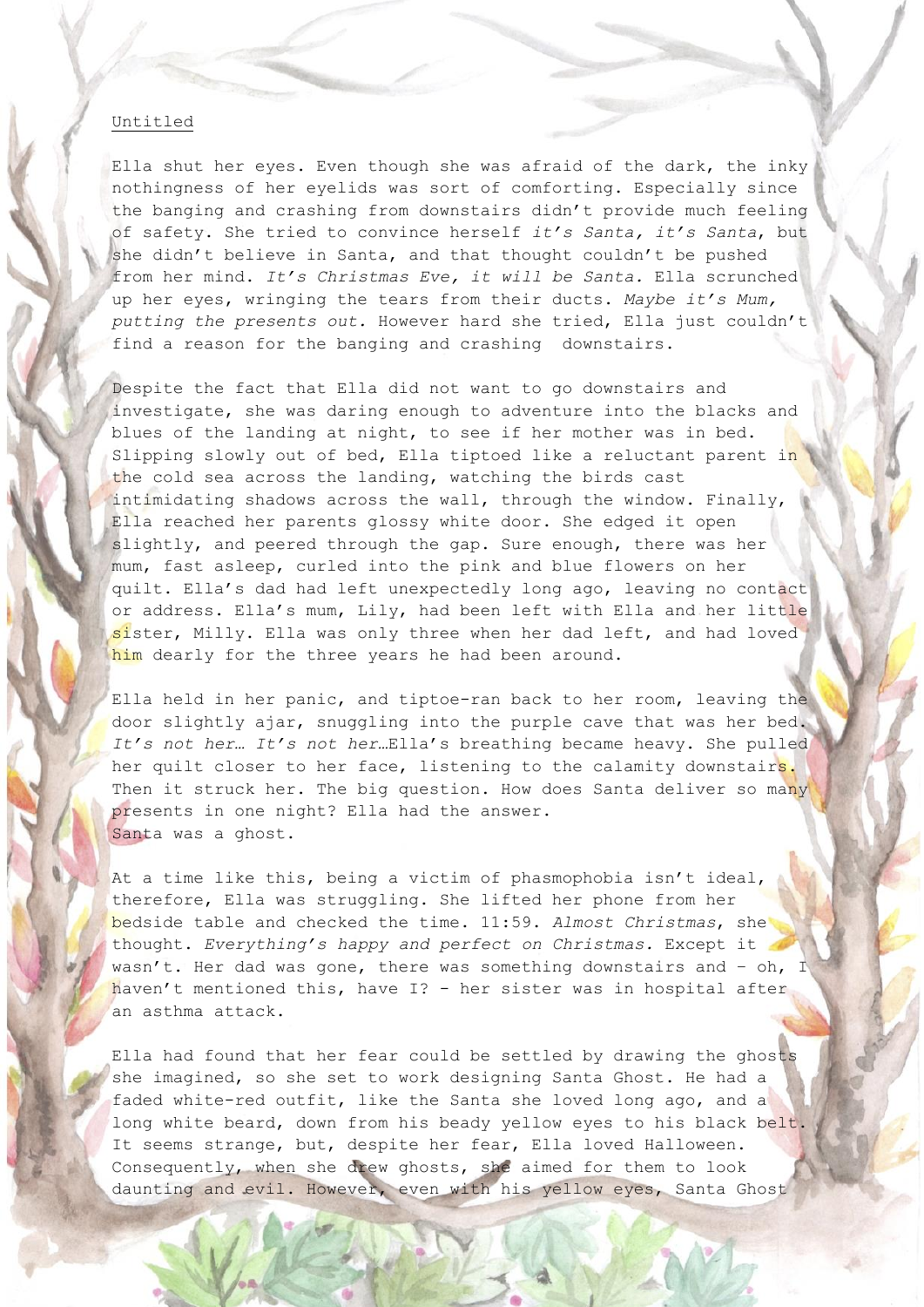Untitled

Ella shut her eyes. Even though she was afraid of the dark, the inky nothingness of her eyelids was sort of comforting. Especially since the banging and crashing from downstairs didn't provide much feeling of safety. She tried to convince herself *it's Santa, it's Santa*, but she didn't believe in Santa, and that thought couldn't be pushed from her mind. *It's Christmas Eve, it will be Santa.* Ella scrunched up her eyes, wringing the tears from their ducts. *Maybe it's Mum, putting the presents out.* However hard she tried, Ella just couldn't find a reason for the banging and crashing downstairs.

Despite the fact that Ella did not want to go downstairs and investigate, she was daring enough to adventure into the blacks and blues of the landing at night, to see if her mother was in bed. Slipping slowly out of bed, Ella tiptoed like a reluctant parent in the cold sea across the landing, watching the birds cast intimidating shadows across the wall, through the window. Finally, Ella reached her parents glossy white door. She edged it open slightly, and peered through the gap. Sure enough, there was her mum, fast asleep, curled into the pink and blue flowers on her quilt. Ella's dad had left unexpectedly long ago, leaving no contact or address. Ella's mum, Lily, had been left with Ella and her little sister, Milly. Ella was only three when her dad left, and had loved him dearly for the three years he had been around.

Ella held in her panic, and tiptoe-ran back to her room, leaving the door slightly ajar, snuggling into the purple cave that was her bed. *It's not her… It's not her…*Ella's breathing became heavy. She pulled her quilt closer to her face, listening to the calamity downstairs. Then it struck her. The big question. How does Santa deliver so many presents in one night? Ella had the answer.
Santa was a ghost.

At a time like this, being a victim of phasmophobia isn't ideal, therefore, Ella was struggling. She lifted her phone from her bedside table and checked the time. 11:59. *Almost Christmas*, she thought. *Everything's happy and perfect on Christmas.* Except it wasn't. Her dad was gone, there was something downstairs and – oh, I haven't mentioned this, have I? – her sister was in hospital after an asthma attack.

Ella had found that her fear could be settled by drawing the ghosts she imagined, so she set to work designing Santa Ghost. He had a faded white-red outfit, like the Santa she loved long ago, and a long white beard, down from his beady yellow eyes to his black belt. It seems strange, but, despite her fear, Ella loved Halloween. Consequently, when she drew ghosts, she aimed for them to look daunting and evil. However, even with his yellow eyes, Santa Ghost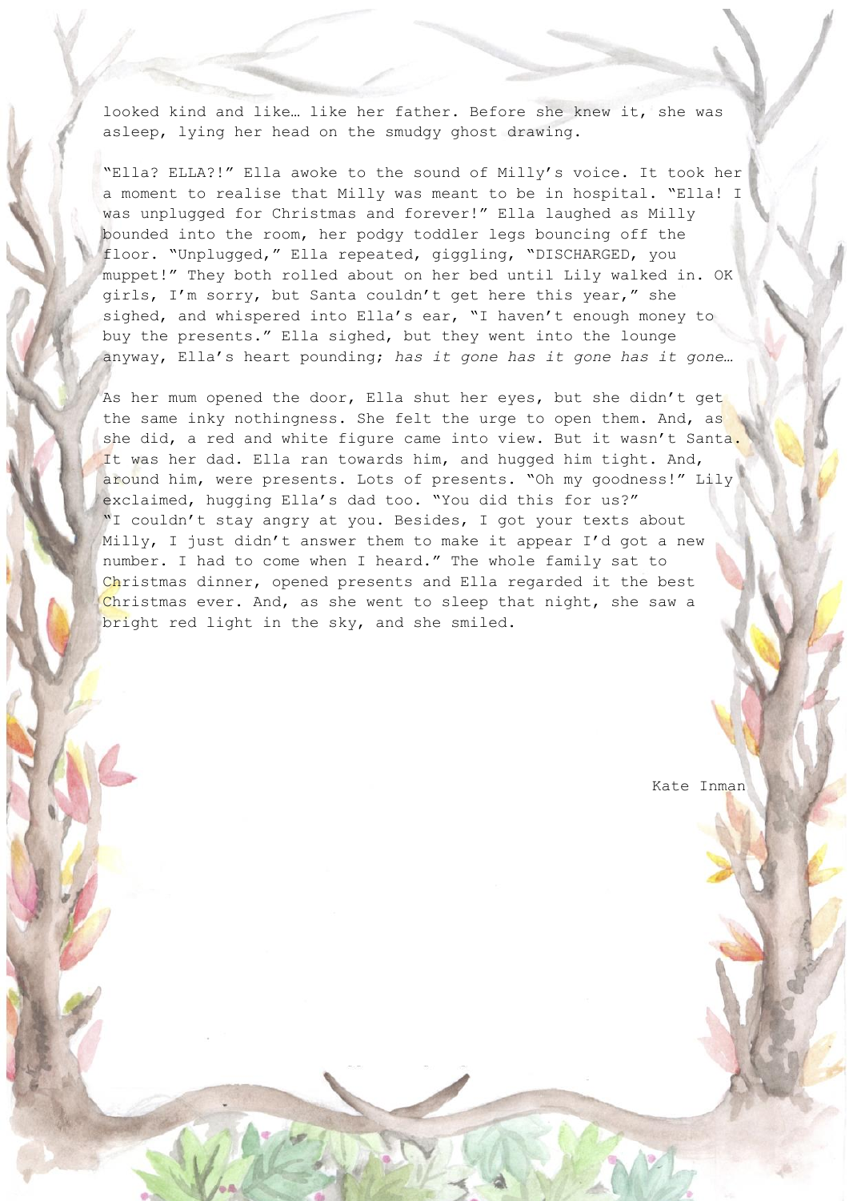looked kind and like… like her father. Before she knew it, she was asleep, lying her head on the smudgy ghost drawing.

"Ella? ELLA?!" Ella awoke to the sound of Milly's voice. It took her a moment to realise that Milly was meant to be in hospital. "Ella! I was unplugged for Christmas and forever!" Ella laughed as Milly bounded into the room, her podgy toddler legs bouncing off the floor. "Unplugged," Ella repeated, giggling, "DISCHARGED, you muppet!" They both rolled about on her bed until Lily walked in. OK girls, I'm sorry, but Santa couldn't get here this year," she sighed, and whispered into Ella's ear, "I haven't enough money to buy the presents." Ella sighed, but they went into the lounge anyway, Ella's heart pounding; *has it gone has it gone has it gone…*

As her mum opened the door, Ella shut her eyes, but she didn't get the same inky nothingness. She felt the urge to open them. And, as she did, a red and white figure came into view. But it wasn't Santa. It was her dad. Ella ran towards him, and hugged him tight. And, around him, were presents. Lots of presents. "Oh my goodness!" Lily exclaimed, hugging Ella's dad too. "You did this for us?"
"I couldn't stay angry at you. Besides, I got your texts about Milly, I just didn't answer them to make it appear I'd got a new number. I had to come when I heard." The whole family sat to Christmas dinner, opened presents and Ella regarded it the best Christmas ever. And, as she went to sleep that night, she saw a bright red light in the sky, and she smiled.

Kate Inman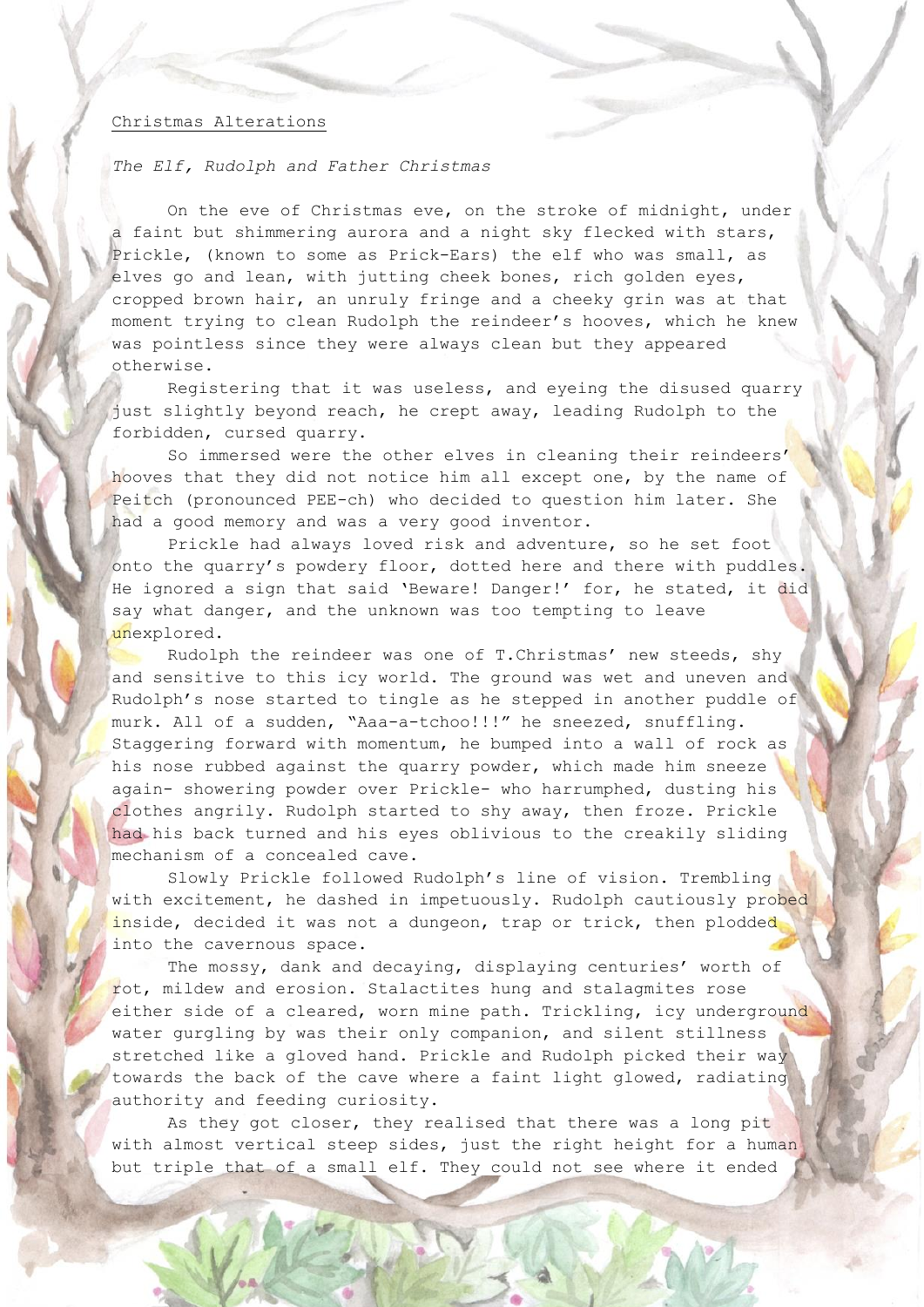Christmas Alterations

*The Elf, Rudolph and Father Christmas*

On the eve of Christmas eve, on the stroke of midnight, under a faint but shimmering aurora and a night sky flecked with stars, Prickle, (known to some as Prick-Ears) the elf who was small, as elves go and lean, with jutting cheek bones, rich golden eyes, cropped brown hair, an unruly fringe and a cheeky grin was at that moment trying to clean Rudolph the reindeer's hooves, which he knew was pointless since they were always clean but they appeared otherwise.

Registering that it was useless, and eyeing the disused quarry just slightly beyond reach, he crept away, leading Rudolph to the forbidden, cursed quarry.

So immersed were the other elves in cleaning their reindeers' hooves that they did not notice him all except one, by the name of Peitch (pronounced PEE-ch) who decided to question him later. She had a good memory and was a very good inventor.

Prickle had always loved risk and adventure, so he set foot onto the quarry's powdery floor, dotted here and there with puddles. He ignored a sign that said 'Beware! Danger!' for, he stated, it did say what danger, and the unknown was too tempting to leave unexplored.

Rudolph the reindeer was one of T.Christmas' new steeds, shy and sensitive to this icy world. The ground was wet and uneven and Rudolph's nose started to tingle as he stepped in another puddle of murk. All of a sudden, "Aaa-a-tchoo!!!" he sneezed, snuffling. Staggering forward with momentum, he bumped into a wall of rock as his nose rubbed against the quarry powder, which made him sneeze again- showering powder over Prickle- who harrumphed, dusting his clothes angrily. Rudolph started to shy away, then froze. Prickle had his back turned and his eyes oblivious to the creakily sliding mechanism of a concealed cave.

Slowly Prickle followed Rudolph's line of vision. Trembling with excitement, he dashed in impetuously. Rudolph cautiously probed inside, decided it was not a dungeon, trap or trick, then plodded into the cavernous space.

The mossy, dank and decaying, displaying centuries' worth of rot, mildew and erosion. Stalactites hung and stalagmites rose either side of a cleared, worn mine path. Trickling, icy underground water gurgling by was their only companion, and silent stillness stretched like a gloved hand. Prickle and Rudolph picked their way towards the back of the cave where a faint light glowed, radiating authority and feeding curiosity.

As they got closer, they realised that there was a long pit with almost vertical steep sides, just the right height for a human but triple that of a small elf. They could not see where it ended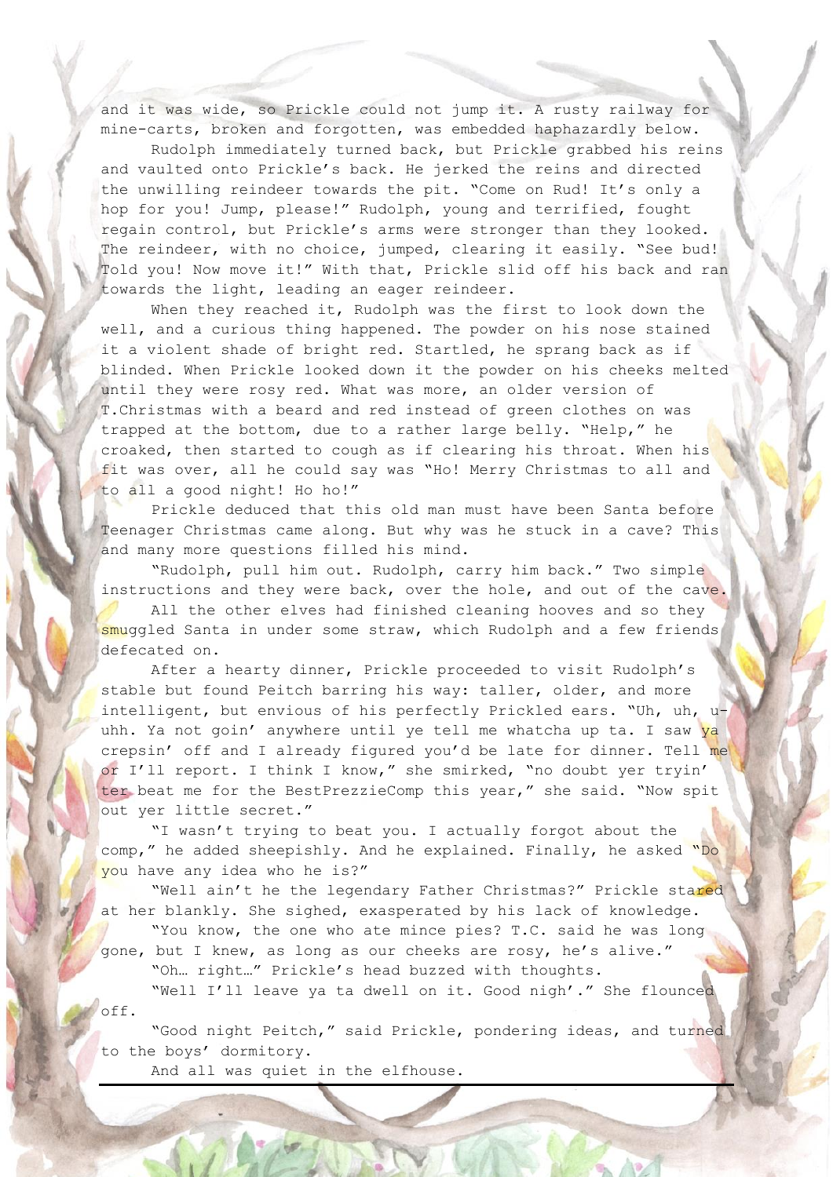and it was wide, so Prickle could not jump it. A rusty railway for mine-carts, broken and forgotten, was embedded haphazardly below.

Rudolph immediately turned back, but Prickle grabbed his reins and vaulted onto Prickle's back. He jerked the reins and directed the unwilling reindeer towards the pit. "Come on Rud! It's only a hop for you! Jump, please!" Rudolph, young and terrified, fought regain control, but Prickle's arms were stronger than they looked. The reindeer, with no choice, jumped, clearing it easily. "See bud! Told you! Now move it!" With that, Prickle slid off his back and ran towards the light, leading an eager reindeer.

When they reached it, Rudolph was the first to look down the well, and a curious thing happened. The powder on his nose stained it a violent shade of bright red. Startled, he sprang back as if blinded. When Prickle looked down it the powder on his cheeks melted until they were rosy red. What was more, an older version of T.Christmas with a beard and red instead of green clothes on was trapped at the bottom, due to a rather large belly. "Help," he croaked, then started to cough as if clearing his throat. When his fit was over, all he could say was "Ho! Merry Christmas to all and to all a good night! Ho ho!"

Prickle deduced that this old man must have been Santa before Teenager Christmas came along. But why was he stuck in a cave? This and many more questions filled his mind.

"Rudolph, pull him out. Rudolph, carry him back." Two simple instructions and they were back, over the hole, and out of the cave.

All the other elves had finished cleaning hooves and so they smuggled Santa in under some straw, which Rudolph and a few friends defecated on.

After a hearty dinner, Prickle proceeded to visit Rudolph's stable but found Peitch barring his way: taller, older, and more intelligent, but envious of his perfectly Prickled ears. "Uh, uh, u-uhh. Ya not goin' anywhere until ye tell me whatcha up ta. I saw ya crepsin' off and I already figured you'd be late for dinner. Tell me or I'll report. I think I know," she smirked, "no doubt yer tryin' ter beat me for the BestPrezzieComp this year," she said. "Now spit out yer little secret."

"I wasn't trying to beat you. I actually forgot about the comp," he added sheepishly. And he explained. Finally, he asked "Do you have any idea who he is?"

"Well ain't he the legendary Father Christmas?" Prickle stared at her blankly. She sighed, exasperated by his lack of knowledge.

"You know, the one who ate mince pies? T.C. said he was long gone, but I knew, as long as our cheeks are rosy, he's alive."

"Oh… right…" Prickle's head buzzed with thoughts.

"Well I'll leave ya ta dwell on it. Good nigh'." She flounced off.

"Good night Peitch," said Prickle, pondering ideas, and turned to the boys' dormitory.

And all was quiet in the elfhouse.

---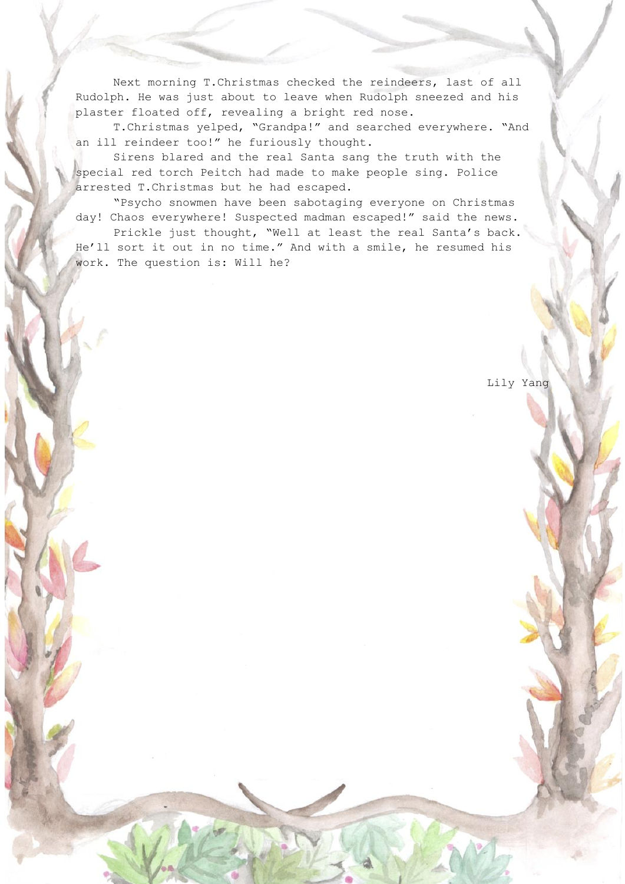Next morning T.Christmas checked the reindeers, last of all Rudolph. He was just about to leave when Rudolph sneezed and his plaster floated off, revealing a bright red nose.

T.Christmas yelped, "Grandpa!" and searched everywhere. "And an ill reindeer too!" he furiously thought.

Sirens blared and the real Santa sang the truth with the special red torch Peitch had made to make people sing. Police arrested T.Christmas but he had escaped.

"Psycho snowmen have been sabotaging everyone on Christmas day! Chaos everywhere! Suspected madman escaped!" said the news.

Prickle just thought, "Well at least the real Santa's back. He'll sort it out in no time." And with a smile, he resumed his work. The question is: Will he?

Lily Yang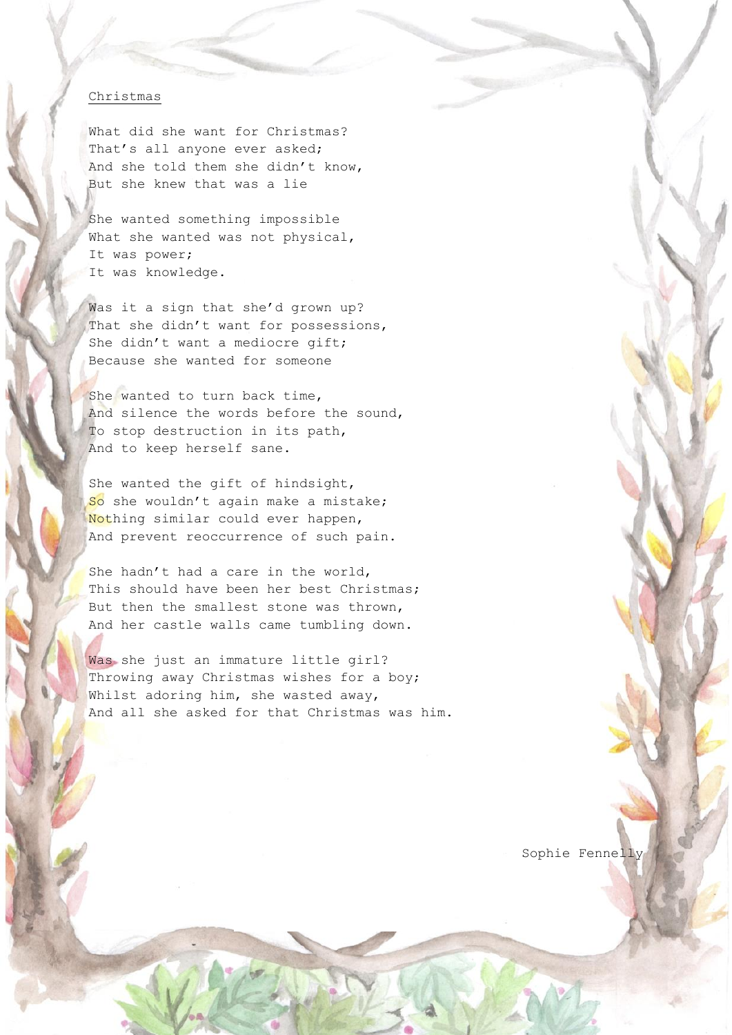# Christmas

What did she want for Christmas?
That's all anyone ever asked;
And she told them she didn't know,
But she knew that was a lie

She wanted something impossible
What she wanted was not physical,
It was power;
It was knowledge.

Was it a sign that she'd grown up?
That she didn't want for possessions,
She didn't want a mediocre gift;
Because she wanted for someone

She wanted to turn back time,
And silence the words before the sound,
To stop destruction in its path,
And to keep herself sane.

She wanted the gift of hindsight,
So she wouldn't again make a mistake;
Nothing similar could ever happen,
And prevent reoccurrence of such pain.

She hadn't had a care in the world,
This should have been her best Christmas;
But then the smallest stone was thrown,
And her castle walls came tumbling down.

Was she just an immature little girl?
Throwing away Christmas wishes for a boy;
Whilst adoring him, she wasted away,
And all she asked for that Christmas was him.

Sophie Fennelly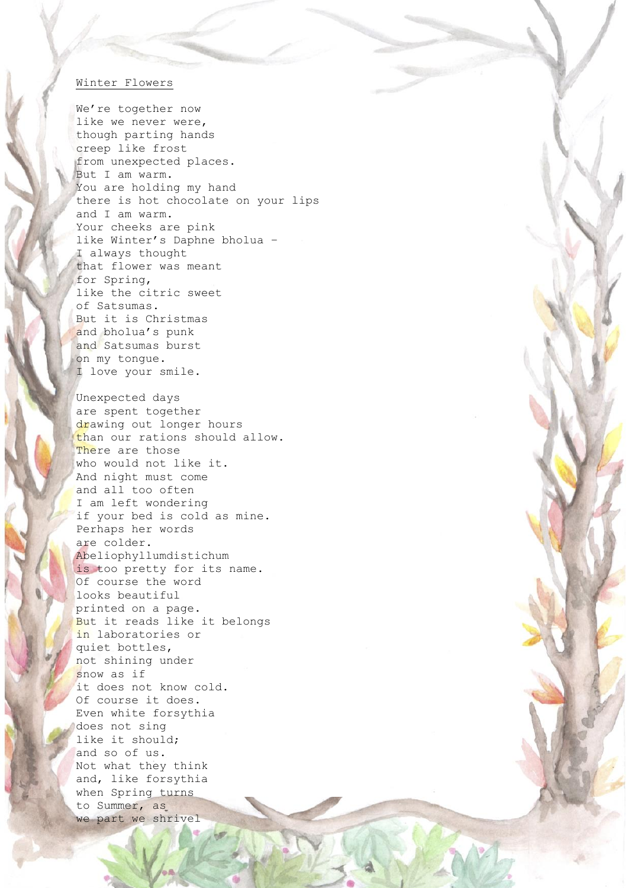<u>Winter Flowers</u>

We're together now  
like we never were,  
though parting hands  
creep like frost  
from unexpected places.  
But I am warm.  
You are holding my hand  
there is hot chocolate on your lips  
and I am warm.  
Your cheeks are pink  
like Winter's Daphne bholua –  
I always thought  
that flower was meant  
for Spring,  
like the citric sweet  
of Satsumas.  
But it is Christmas  
and bholua's punk  
and Satsumas burst  
on my tongue.  
I love your smile.

Unexpected days  
are spent together  
drawing out longer hours  
than our rations should allow.  
There are those  
who would not like it.  
And night must come  
and all too often  
I am left wondering  
if your bed is cold as mine.  
Perhaps her words  
are colder.  
Abeliophyllumdistichum  
is too pretty for its name.  
Of course the word  
looks beautiful  
printed on a page.  
But it reads like it belongs  
in laboratories or  
quiet bottles,  
not shining under  
snow as if  
it does not know cold.  
Of course it does.  
Even white forsythia  
does not sing  
like it should;  
and so of us.  
Not what they think  
and, like forsythia  
when Spring turns  
to Summer, as  
we part we shrivel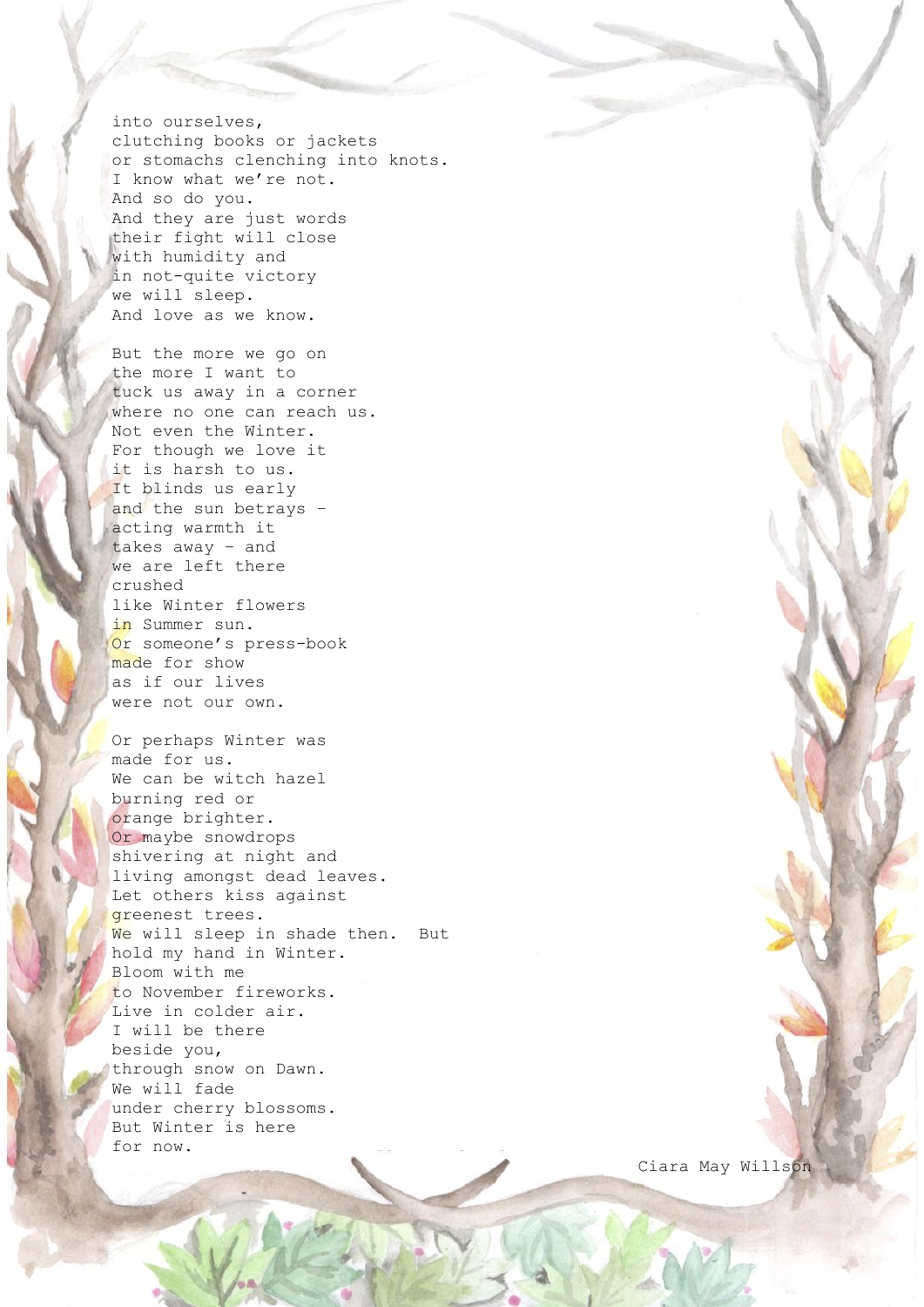into ourselves,
clutching books or jackets
or stomachs clenching into knots.
I know what we're not.
And so do you.
And they are just words
their fight will close
with humidity and
in not-quite victory
we will sleep.
And love as we know.

But the more we go on
the more I want to
tuck us away in a corner
where no one can reach us.
Not even the Winter.
For though we love it
it is harsh to us.
It blinds us early
and the sun betrays –
acting warmth it
takes away – and
we are left there
crushed
like Winter flowers
in Summer sun.
Or someone's press-book
made for show
as if our lives
were not our own.

Or perhaps Winter was
made for us.
We can be witch hazel
burning red or
orange brighter.
Or maybe snowdrops
shivering at night and
living amongst dead leaves.
Let others kiss against
greenest trees.
We will sleep in shade then. But
hold my hand in Winter.
Bloom with me
to November fireworks.
Live in colder air.
I will be there
beside you,
through snow on Dawn.
We will fade
under cherry blossoms.
But Winter is here
for now.

Ciara May Willson